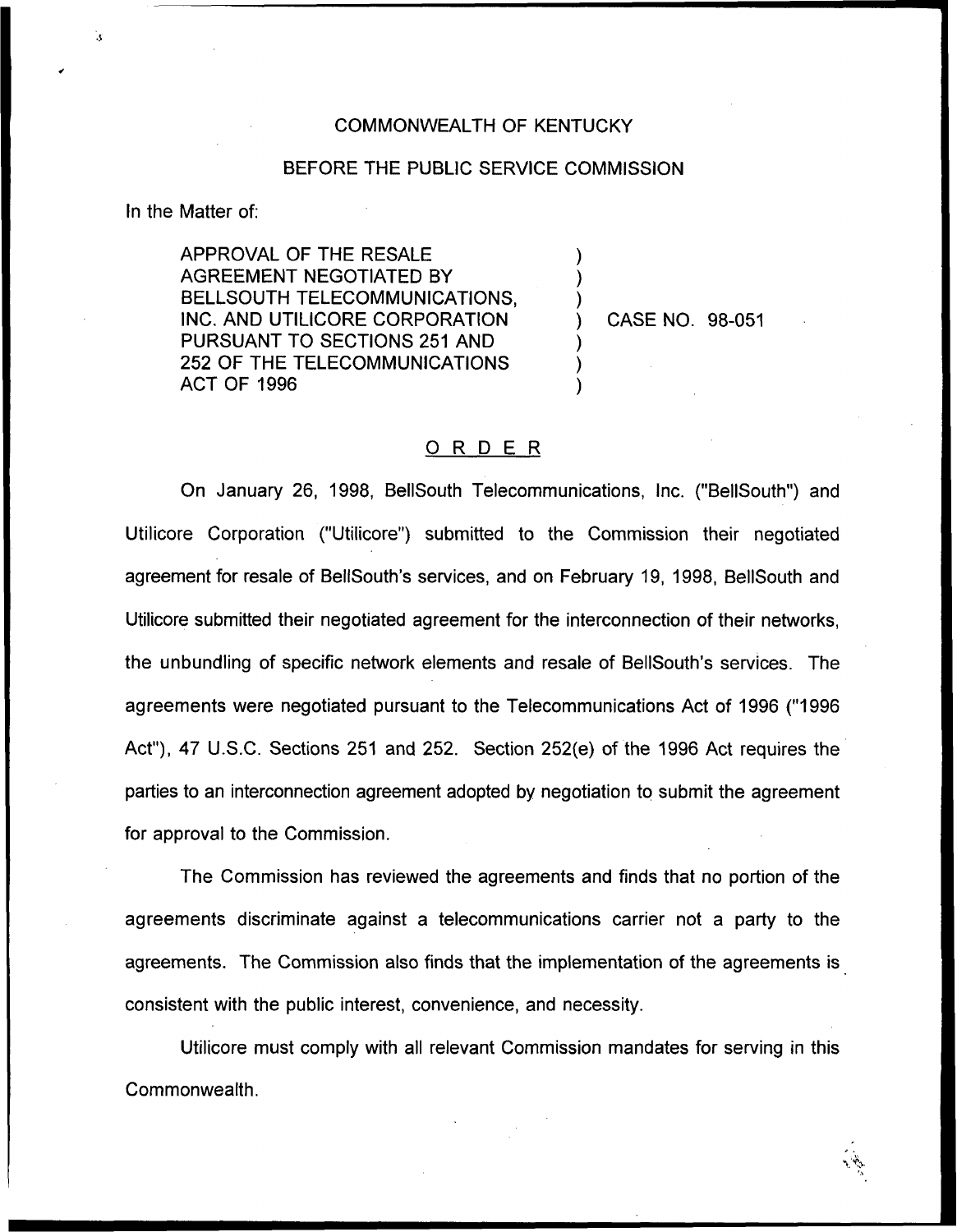COMMONWEALTH OF KENTUCKY

BEFORE THE PUBLIC SERVICE COMMISSION

In the Matter of:

APPROVAL OF THE RESALE AGREEMENT NEGOTIATED BY BELLSOUTH TELECOMMUNICATIONS, INC. AND UTILICORE CORPORATION PURSUANT TO SECTIONS 251 AND 252 OF THE TELECOMMUNICATIONS ACT OF 1996 ) CASE NO. 98-051

## ORDER

On January 26, 1998, BellSouth Telecommunications, Inc. ("BellSouth") and Utilicore Corporation ("Utilicore") submitted to the Commission their negotiated agreement for resale of BellSouth's services, and on February 19, 1998, BellSouth and Utilicore submitted their negotiated agreement for the interconnection of their networks, the unbundling of specific network elements and resale of BellSouth's services. The agreements were negotiated pursuant to the Telecommunications Act of 1996 ("1996 Act"), 47 U.S.C. Sections 251 and 252. Section 252(e) of the 1996 Act requires the parties to an interconnection agreement adopted by negotiation to submit the agreement for approval to the Commission.

The Commission has reviewed the agreements and finds that no portion of the agreements discriminate against a telecommunications carrier not a party to the agreements. The Commission also finds that the implementation of the agreements is consistent with the public interest, convenience, and necessity.

Utilicore must comply with all relevant Commission mandates for serving in this Commonwealth.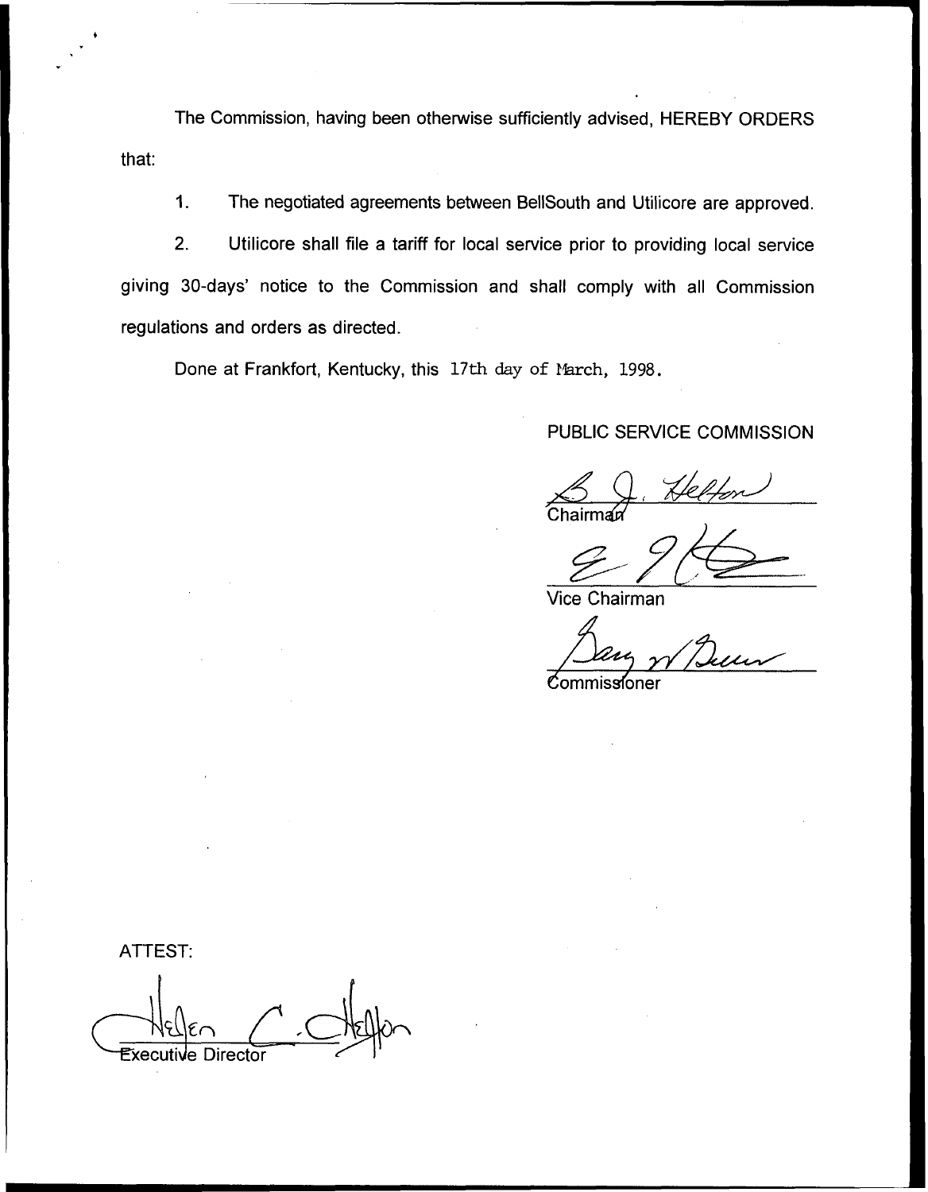The Commission, having been otherwise sufficiently advised, HEREBY ORDERS that:

1. The negotiated agreements between BellSouth and Utilicore are approved.

2. Utilicore shall file a tariff for local service prior to providing local service giving 30-days' notice to the Commission and shall comply with all Commission regulations and orders as directed.

Done at Frankfort, Kentucky, this 17th day of March, 1998.

PUBLIC SERVICE COMMISSION

Chairman

Vice Chairman

Commissioner

ATTEST:

Executive Director